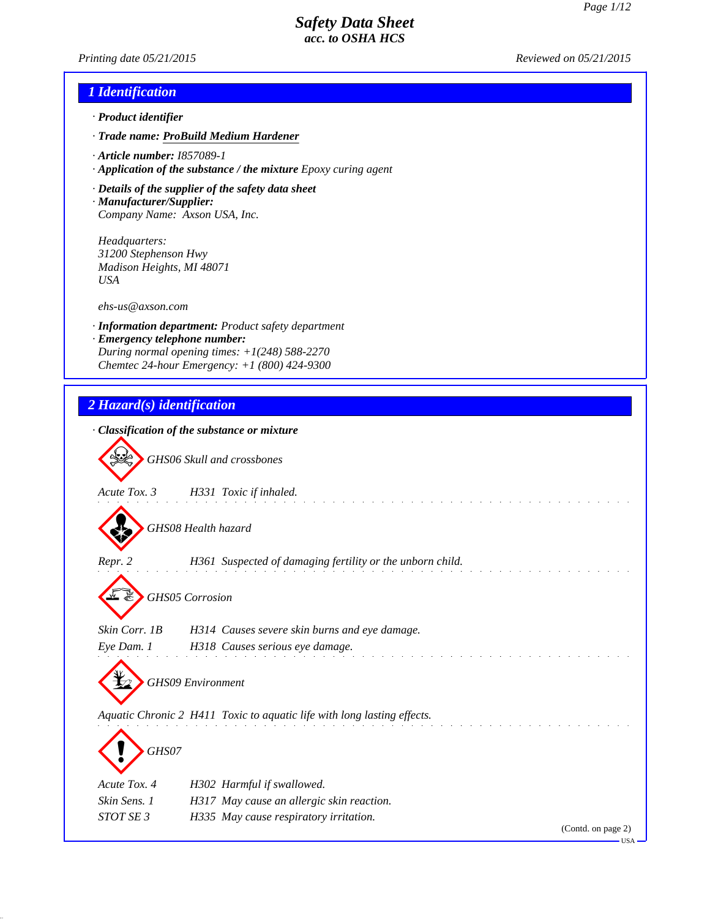# Safety Data Sheet
## acc. to OSHA HCS

Printing date 05/21/2015 Reviewed on 05/21/2015

## 1 Identification

· **Product identifier**

· **Trade name: ProBuild Medium Hardener**

· **Article number:** I857089-1

· **Application of the substance / the mixture** Epoxy curing agent

· **Details of the supplier of the safety data sheet**

· **Manufacturer/Supplier:**

Company Name: Axson USA, Inc.

Headquarters:
31200 Stephenson Hwy
Madison Heights, MI 48071
USA

ehs-us@axson.com

· **Information department:** Product safety department

· **Emergency telephone number:**

During normal opening times: +1(248) 588-2270
Chemtec 24-hour Emergency: +1 (800) 424-9300

## 2 Hazard(s) identification

· **Classification of the substance or mixture**

GHS06 Skull and crossbones

Acute Tox. 3 H331 Toxic if inhaled.

GHS08 Health hazard

Repr. 2 H361 Suspected of damaging fertility or the unborn child.

GHS05 Corrosion

Skin Corr. 1B H314 Causes severe skin burns and eye damage.

Eye Dam. 1 H318 Causes serious eye damage.

GHS09 Environment

Aquatic Chronic 2 H411 Toxic to aquatic life with long lasting effects.

GHS07

Acute Tox. 4 H302 Harmful if swallowed.

Skin Sens. 1 H317 May cause an allergic skin reaction.

STOT SE 3 H335 May cause respiratory irritation.

(Contd. on page 2)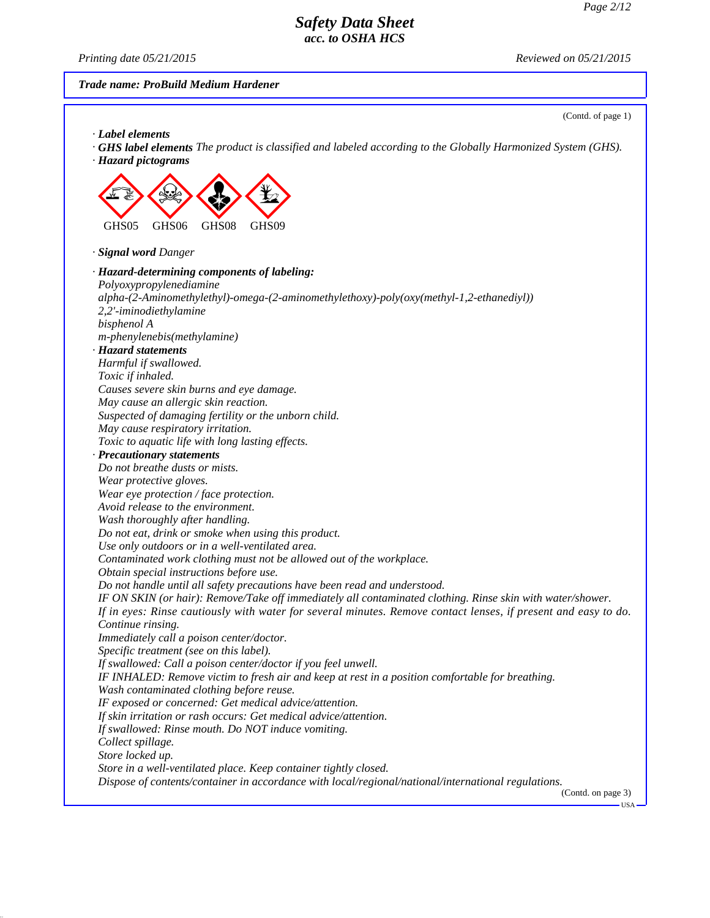# Safety Data Sheet
*acc. to OSHA HCS*

*Printing date 05/21/2015* *Reviewed on 05/21/2015*

**Trade name: ProBuild Medium Hardener**

(Contd. of page 1)

· **Label elements**
· **GHS label elements** The product is classified and labeled according to the Globally Harmonized System (GHS).
· **Hazard pictograms**

GHS05 GHS06 GHS08 GHS09

· **Signal word** Danger

· **Hazard-determining components of labeling:**
Polyoxypropylenediamine
alpha-(2-Aminomethylethyl)-omega-(2-aminomethylethoxy)-poly(oxy(methyl-1,2-ethanediyl))
2,2'-iminodiethylamine
bisphenol A
m-phenylenebis(methylamine)

· **Hazard statements**
Harmful if swallowed.
Toxic if inhaled.
Causes severe skin burns and eye damage.
May cause an allergic skin reaction.
Suspected of damaging fertility or the unborn child.
May cause respiratory irritation.
Toxic to aquatic life with long lasting effects.

· **Precautionary statements**
Do not breathe dusts or mists.
Wear protective gloves.
Wear eye protection / face protection.
Avoid release to the environment.
Wash thoroughly after handling.
Do not eat, drink or smoke when using this product.
Use only outdoors or in a well-ventilated area.
Contaminated work clothing must not be allowed out of the workplace.
Obtain special instructions before use.
Do not handle until all safety precautions have been read and understood.
IF ON SKIN (or hair): Remove/Take off immediately all contaminated clothing. Rinse skin with water/shower.
If in eyes: Rinse cautiously with water for several minutes. Remove contact lenses, if present and easy to do. Continue rinsing.
Immediately call a poison center/doctor.
Specific treatment (see on this label).
If swallowed: Call a poison center/doctor if you feel unwell.
IF INHALED: Remove victim to fresh air and keep at rest in a position comfortable for breathing.
Wash contaminated clothing before reuse.
IF exposed or concerned: Get medical advice/attention.
If skin irritation or rash occurs: Get medical advice/attention.
If swallowed: Rinse mouth. Do NOT induce vomiting.
Collect spillage.
Store locked up.
Store in a well-ventilated place. Keep container tightly closed.
Dispose of contents/container in accordance with local/regional/national/international regulations.

(Contd. on page 3)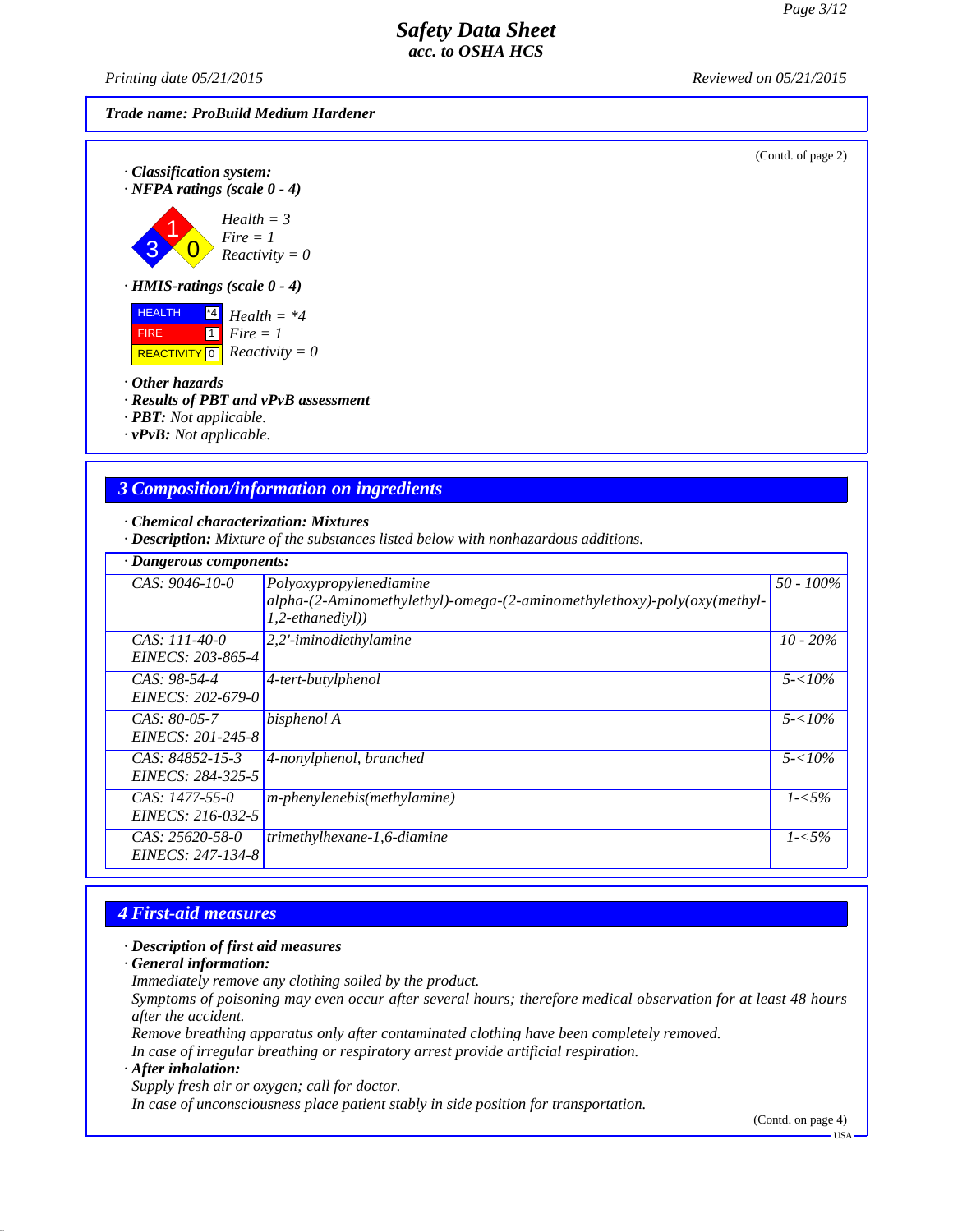Trade name: **ProBuild Medium Hardener**

(Contd. of page 2)

· **Classification system:**
· **NFPA ratings (scale 0 - 4)**

Health = 3
Fire = 1
Reactivity = 0

· **HMIS-ratings (scale 0 - 4)**

| | | |
|---|---|---|
| HEALTH | *4 | Health = *4 |
| FIRE | 1 | Fire = 1 |
| REACTIVITY | 0 | Reactivity = 0 |

· **Other hazards**
· **Results of PBT and vPvB assessment**
· **PBT:** Not applicable.
· **vPvB:** Not applicable.

## 3 Composition/information on ingredients

· **Chemical characterization: Mixtures**
· **Description:** Mixture of the substances listed below with nonhazardous additions.

· **Dangerous components:**

| | | |
|---|---|---|
| CAS: 9046-10-0 | Polyoxypropylenediamine alpha-(2-Aminomethylethyl)-omega-(2-aminomethylethoxy)-poly(oxy(methyl-1,2-ethanediyl)) | 50 - 100% |
| CAS: 111-40-0 EINECS: 203-865-4 | 2,2'-iminodiethylamine | 10 - 20% |
| CAS: 98-54-4 EINECS: 202-679-0 | 4-tert-butylphenol | 5-<10% |
| CAS: 80-05-7 EINECS: 201-245-8 | bisphenol A | 5-<10% |
| CAS: 84852-15-3 EINECS: 284-325-5 | 4-nonylphenol, branched | 5-<10% |
| CAS: 1477-55-0 EINECS: 216-032-5 | m-phenylenebis(methylamine) | 1-<5% |
| CAS: 25620-58-0 EINECS: 247-134-8 | trimethylhexane-1,6-diamine | 1-<5% |

## 4 First-aid measures

· **Description of first aid measures**
· **General information:**
Immediately remove any clothing soiled by the product.
Symptoms of poisoning may even occur after several hours; therefore medical observation for at least 48 hours after the accident.
Remove breathing apparatus only after contaminated clothing have been completely removed.
In case of irregular breathing or respiratory arrest provide artificial respiration.
· **After inhalation:**
Supply fresh air or oxygen; call for doctor.
In case of unconsciousness place patient stably in side position for transportation.

(Contd. on page 4)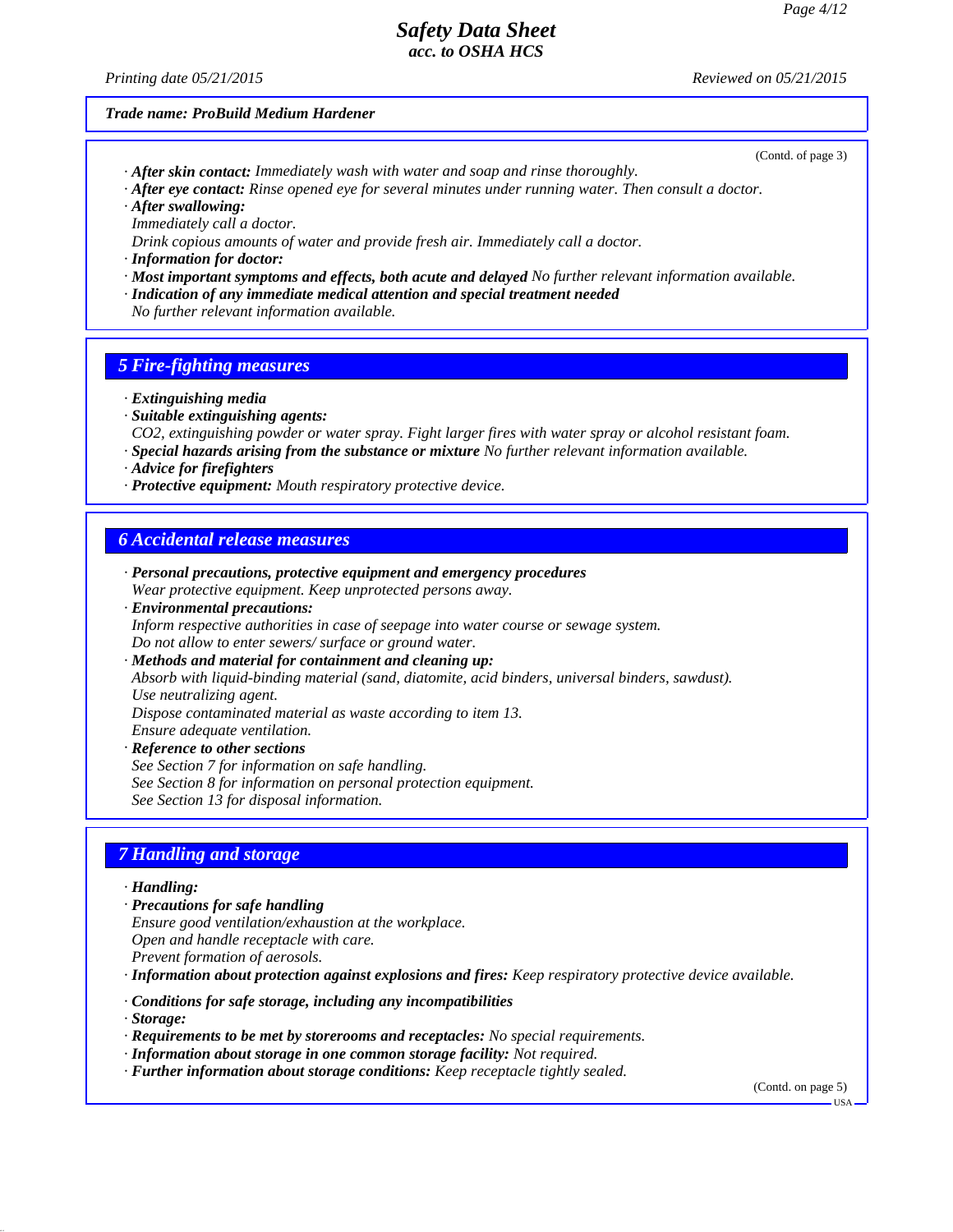Trade name: ProBuild Medium Hardener

(Contd. of page 3)

· **After skin contact:** Immediately wash with water and soap and rinse thoroughly.
· **After eye contact:** Rinse opened eye for several minutes under running water. Then consult a doctor.
· **After swallowing:**
Immediately call a doctor.
Drink copious amounts of water and provide fresh air. Immediately call a doctor.
· **Information for doctor:**
· **Most important symptoms and effects, both acute and delayed** No further relevant information available.
· **Indication of any immediate medical attention and special treatment needed**
No further relevant information available.

## 5 Fire-fighting measures

· **Extinguishing media**
· **Suitable extinguishing agents:**
$CO_2$, extinguishing powder or water spray. Fight larger fires with water spray or alcohol resistant foam.
· **Special hazards arising from the substance or mixture** No further relevant information available.
· **Advice for firefighters**
· **Protective equipment:** Mouth respiratory protective device.

## 6 Accidental release measures

· **Personal precautions, protective equipment and emergency procedures**
Wear protective equipment. Keep unprotected persons away.
· **Environmental precautions:**
Inform respective authorities in case of seepage into water course or sewage system.
Do not allow to enter sewers/ surface or ground water.
· **Methods and material for containment and cleaning up:**
Absorb with liquid-binding material (sand, diatomite, acid binders, universal binders, sawdust).
Use neutralizing agent.
Dispose contaminated material as waste according to item 13.
Ensure adequate ventilation.
· **Reference to other sections**
See Section 7 for information on safe handling.
See Section 8 for information on personal protection equipment.
See Section 13 for disposal information.

## 7 Handling and storage

· **Handling:**
· **Precautions for safe handling**
Ensure good ventilation/exhaustion at the workplace.
Open and handle receptacle with care.
Prevent formation of aerosols.
· **Information about protection against explosions and fires:** Keep respiratory protective device available.

· **Conditions for safe storage, including any incompatibilities**
· **Storage:**
· **Requirements to be met by storerooms and receptacles:** No special requirements.
· **Information about storage in one common storage facility:** Not required.
· **Further information about storage conditions:** Keep receptacle tightly sealed.

(Contd. on page 5)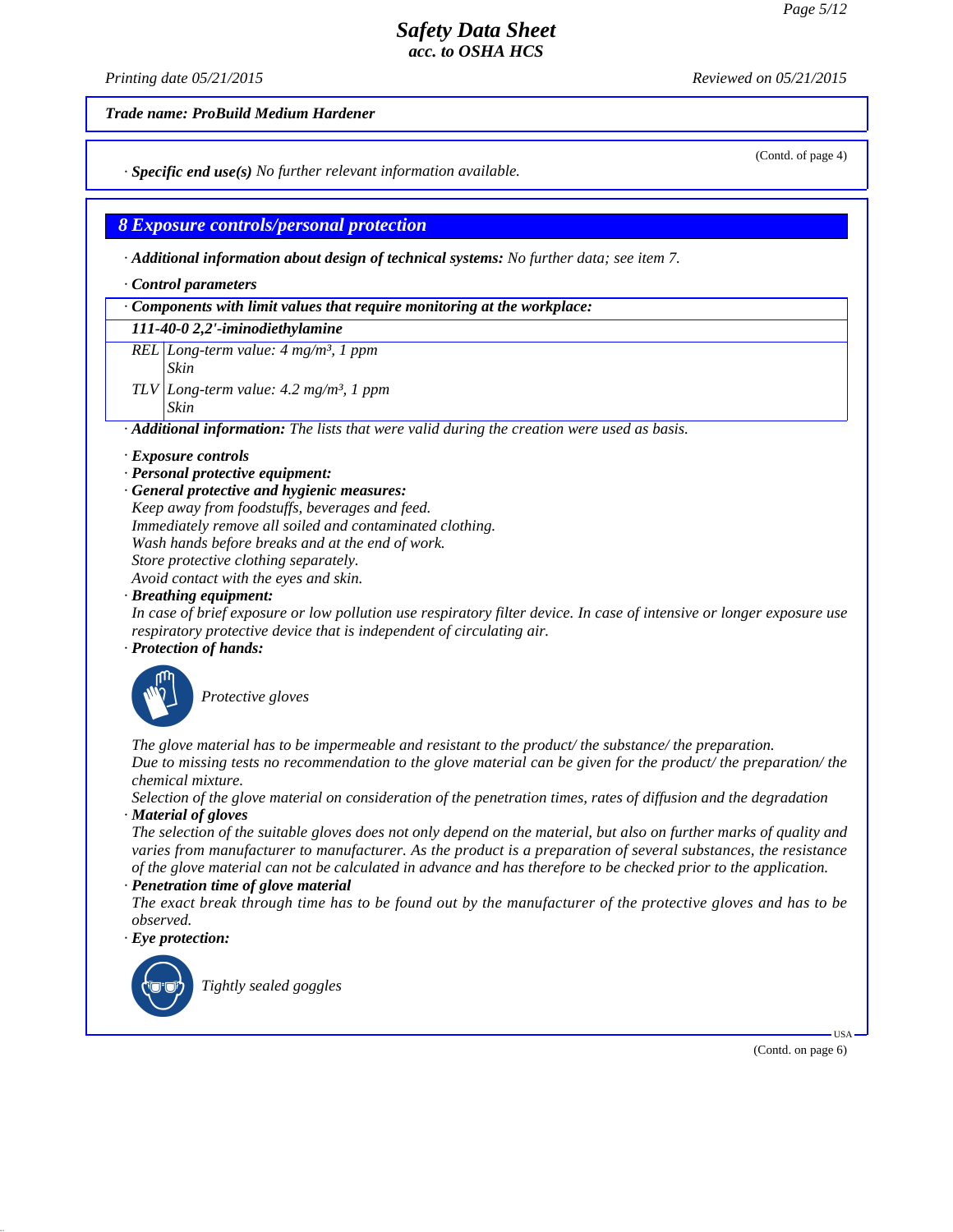**Trade name: ProBuild Medium Hardener**

(Contd. of page 4)

· **Specific end use(s)** No further relevant information available.

## 8 Exposure controls/personal protection

· **Additional information about design of technical systems:** No further data; see item 7.

· **Control parameters**

| · Components with limit values that require monitoring at the workplace: | |
|---|---|
| **111-40-0 2,2'-iminodiethylamine** | |
| REL | Long-term value: 4 mg/m³, 1 ppm<br>Skin |
| TLV | Long-term value: 4.2 mg/m³, 1 ppm<br>Skin |

· **Additional information:** The lists that were valid during the creation were used as basis.

· **Exposure controls**
· **Personal protective equipment:**
· **General protective and hygienic measures:**
Keep away from foodstuffs, beverages and feed.
Immediately remove all soiled and contaminated clothing.
Wash hands before breaks and at the end of work.
Store protective clothing separately.
Avoid contact with the eyes and skin.
· **Breathing equipment:**
In case of brief exposure or low pollution use respiratory filter device. In case of intensive or longer exposure use respiratory protective device that is independent of circulating air.
· **Protection of hands:**

Protective gloves

The glove material has to be impermeable and resistant to the product/ the substance/ the preparation.
Due to missing tests no recommendation to the glove material can be given for the product/ the preparation/ the chemical mixture.
Selection of the glove material on consideration of the penetration times, rates of diffusion and the degradation
· **Material of gloves**
The selection of the suitable gloves does not only depend on the material, but also on further marks of quality and varies from manufacturer to manufacturer. As the product is a preparation of several substances, the resistance of the glove material can not be calculated in advance and has therefore to be checked prior to the application.
· **Penetration time of glove material**
The exact break through time has to be found out by the manufacturer of the protective gloves and has to be observed.
· **Eye protection:**

Tightly sealed goggles

(Contd. on page 6)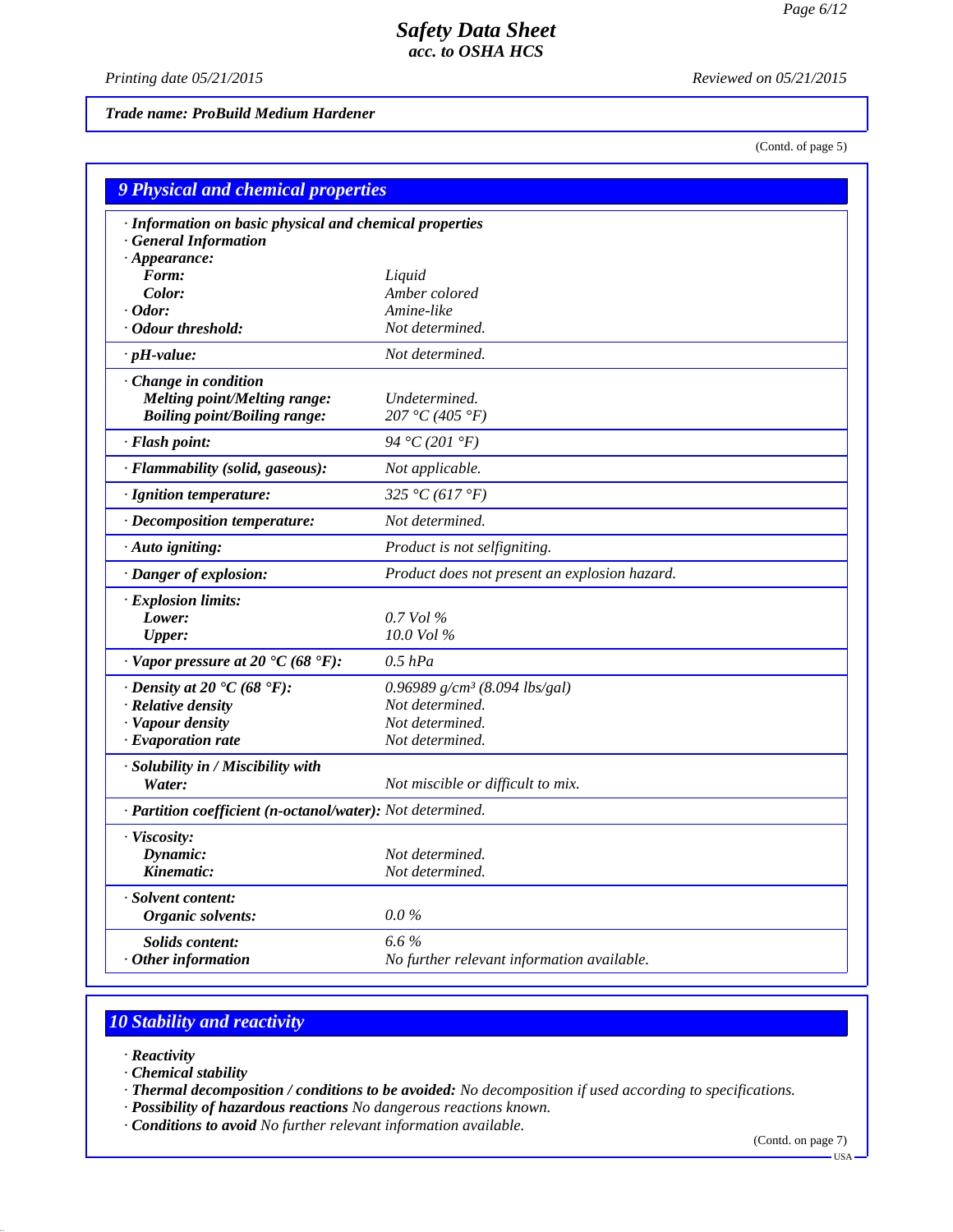*Trade name: ProBuild Medium Hardener*

(Contd. of page 5)

## 9 Physical and chemical properties

| Property | Value |
|---|---|
| · **Information on basic physical and chemical properties** | |
| · **General Information** | |
| · **Appearance:** | |
| **Form:** | Liquid |
| **Color:** | Amber colored |
| · **Odor:** | Amine-like |
| · **Odour threshold:** | Not determined. |
| · **pH-value:** | Not determined. |
| · **Change in condition** | |
| **Melting point/Melting range:** | Undetermined. |
| **Boiling point/Boiling range:** | 207 °C (405 °F) |
| · **Flash point:** | 94 °C (201 °F) |
| · **Flammability (solid, gaseous):** | Not applicable. |
| · **Ignition temperature:** | 325 °C (617 °F) |
| · **Decomposition temperature:** | Not determined. |
| · **Auto igniting:** | Product is not selfigniting. |
| · **Danger of explosion:** | Product does not present an explosion hazard. |
| · **Explosion limits:** | |
| **Lower:** | 0.7 Vol % |
| **Upper:** | 10.0 Vol % |
| · **Vapor pressure at 20 °C (68 °F):** | 0.5 hPa |
| · **Density at 20 °C (68 °F):** | 0.96989 g/cm³ (8.094 lbs/gal) |
| · **Relative density** | Not determined. |
| · **Vapour density** | Not determined. |
| · **Evaporation rate** | Not determined. |
| · **Solubility in / Miscibility with** | |
| **Water:** | Not miscible or difficult to mix. |
| · **Partition coefficient (n-octanol/water):** | Not determined. |
| · **Viscosity:** | |
| **Dynamic:** | Not determined. |
| **Kinematic:** | Not determined. |
| · **Solvent content:** | |
| **Organic solvents:** | 0.0 % |
| **Solids content:** | 6.6 % |
| · **Other information** | No further relevant information available. |

## 10 Stability and reactivity

· **Reactivity**

· **Chemical stability**

· **Thermal decomposition / conditions to be avoided:** No decomposition if used according to specifications.

· **Possibility of hazardous reactions** No dangerous reactions known.

· **Conditions to avoid** No further relevant information available.

(Contd. on page 7)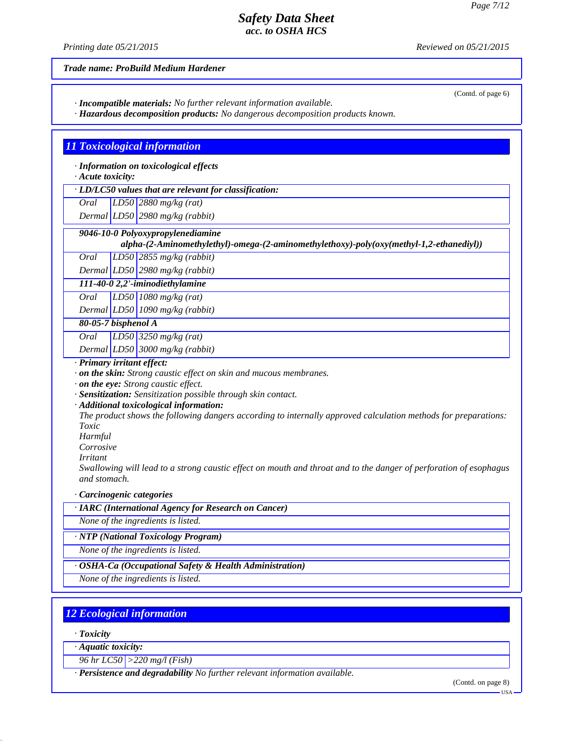**Trade name: ProBuild Medium Hardener**

(Contd. of page 6)

· **Incompatible materials:** No further relevant information available.
· **Hazardous decomposition products:** No dangerous decomposition products known.

## 11 Toxicological information

· **Information on toxicological effects**
· **Acute toxicity:**

| · LD/LC50 values that are relevant for classification: | | |
|---|---|---|
| Oral | LD50 | 2880 mg/kg (rat) |
| Dermal | LD50 | 2980 mg/kg (rabbit) |

| **9046-10-0 Polyoxypropylenediamine alpha-(2-Aminomethylethyl)-omega-(2-aminomethylethoxy)-poly(oxy(methyl-1,2-ethanediyl))** | | |
|---|---|---|
| Oral | LD50 | 2855 mg/kg (rabbit) |
| Dermal | LD50 | 2980 mg/kg (rabbit) |
| **111-40-0 2,2'-iminodiethylamine** | | |
| Oral | LD50 | 1080 mg/kg (rat) |
| Dermal | LD50 | 1090 mg/kg (rabbit) |
| **80-05-7 bisphenol A** | | |
| Oral | LD50 | 3250 mg/kg (rat) |
| Dermal | LD50 | 3000 mg/kg (rabbit) |

· **Primary irritant effect:**
· **on the skin:** Strong caustic effect on skin and mucous membranes.
· **on the eye:** Strong caustic effect.
· **Sensitization:** Sensitization possible through skin contact.
· **Additional toxicological information:**
The product shows the following dangers according to internally approved calculation methods for preparations:
Toxic
Harmful
Corrosive
Irritant
Swallowing will lead to a strong caustic effect on mouth and throat and to the danger of perforation of esophagus and stomach.

· **Carcinogenic categories**

| · IARC (International Agency for Research on Cancer) |
|---|
| None of the ingredients is listed. |

| · NTP (National Toxicology Program) |
|---|
| None of the ingredients is listed. |

| · OSHA-Ca (Occupational Safety & Health Administration) |
|---|
| None of the ingredients is listed. |

## 12 Ecological information

· **Toxicity**

| · Aquatic toxicity: | |
|---|---|
| 96 hr LC50 | >220 mg/l (Fish) |

· **Persistence and degradability** No further relevant information available.

(Contd. on page 8)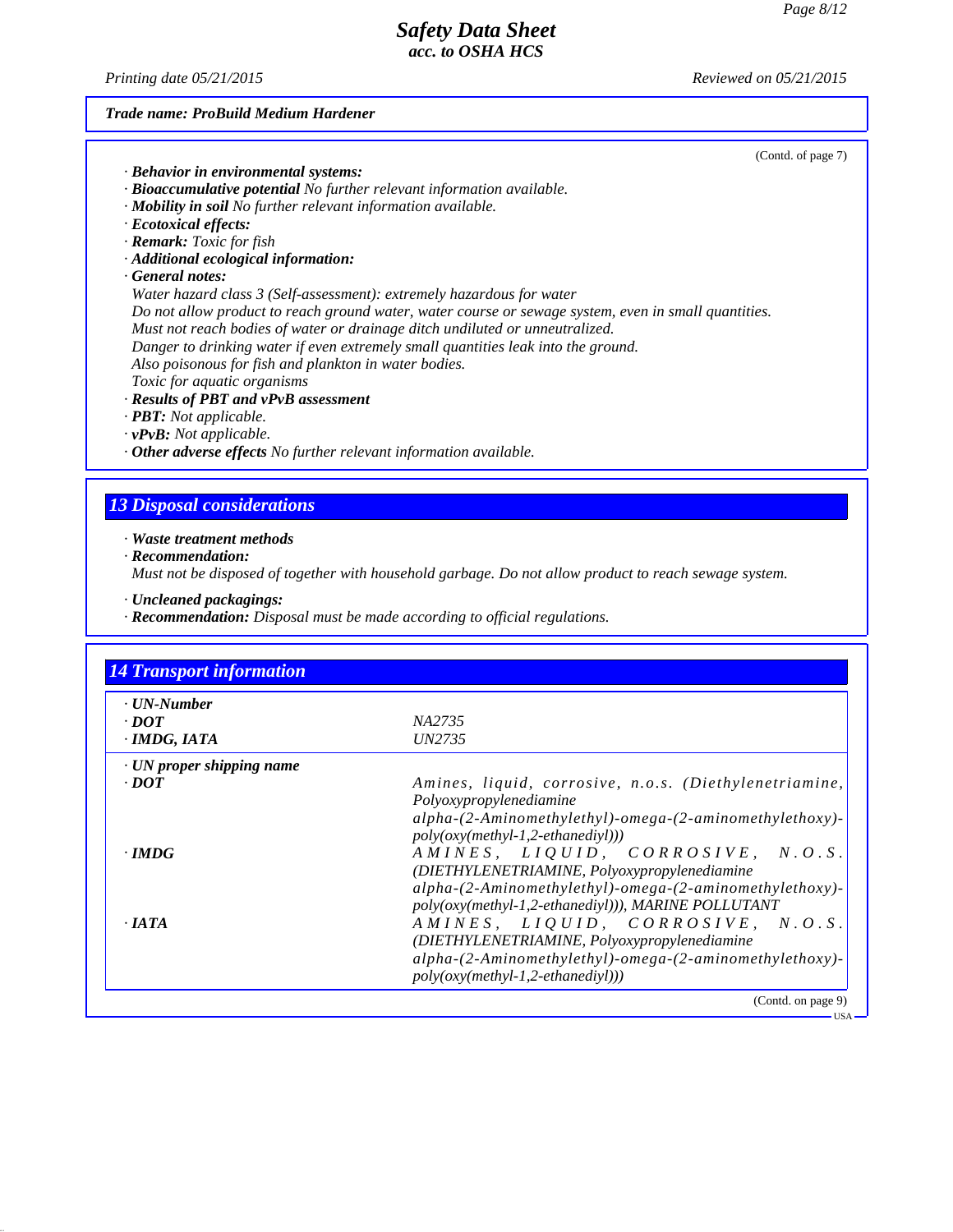**Trade name: ProBuild Medium Hardener**

(Contd. of page 7)

· ***Behavior in environmental systems:***
· ***Bioaccumulative potential*** *No further relevant information available.*
· ***Mobility in soil*** *No further relevant information available.*
· ***Ecotoxical effects:***
· ***Remark:*** *Toxic for fish*
· ***Additional ecological information:***
· ***General notes:***
*Water hazard class 3 (Self-assessment): extremely hazardous for water*
*Do not allow product to reach ground water, water course or sewage system, even in small quantities.*
*Must not reach bodies of water or drainage ditch undiluted or unneutralized.*
*Danger to drinking water if even extremely small quantities leak into the ground.*
*Also poisonous for fish and plankton in water bodies.*
*Toxic for aquatic organisms*
· ***Results of PBT and vPvB assessment***
· ***PBT:*** *Not applicable.*
· ***vPvB:*** *Not applicable.*
· ***Other adverse effects*** *No further relevant information available.*

## 13 Disposal considerations

· ***Waste treatment methods***
· ***Recommendation:***
*Must not be disposed of together with household garbage. Do not allow product to reach sewage system.*

· ***Uncleaned packagings:***
· ***Recommendation:*** *Disposal must be made according to official regulations.*

## 14 Transport information

| | |
|---|---|
| · ***UN-Number*** | |
| · ***DOT*** | *NA2735* |
| · ***IMDG, IATA*** | *UN2735* |
| · ***UN proper shipping name*** | |
| · ***DOT*** | *Amines, liquid, corrosive, n.o.s. (Diethylenetriamine, Polyoxypropylenediamine alpha-(2-Aminomethylethyl)-omega-(2-aminomethylethoxy)-poly(oxy(methyl-1,2-ethanediyl)))* |
| · ***IMDG*** | *AMINES, LIQUID, CORROSIVE, N.O.S. (DIETHYLENETRIAMINE, Polyoxypropylenediamine alpha-(2-Aminomethylethyl)-omega-(2-aminomethylethoxy)-poly(oxy(methyl-1,2-ethanediyl))), MARINE POLLUTANT* |
| · ***IATA*** | *AMINES, LIQUID, CORROSIVE, N.O.S. (DIETHYLENETRIAMINE, Polyoxypropylenediamine alpha-(2-Aminomethylethyl)-omega-(2-aminomethylethoxy)-poly(oxy(methyl-1,2-ethanediyl)))* |

(Contd. on page 9)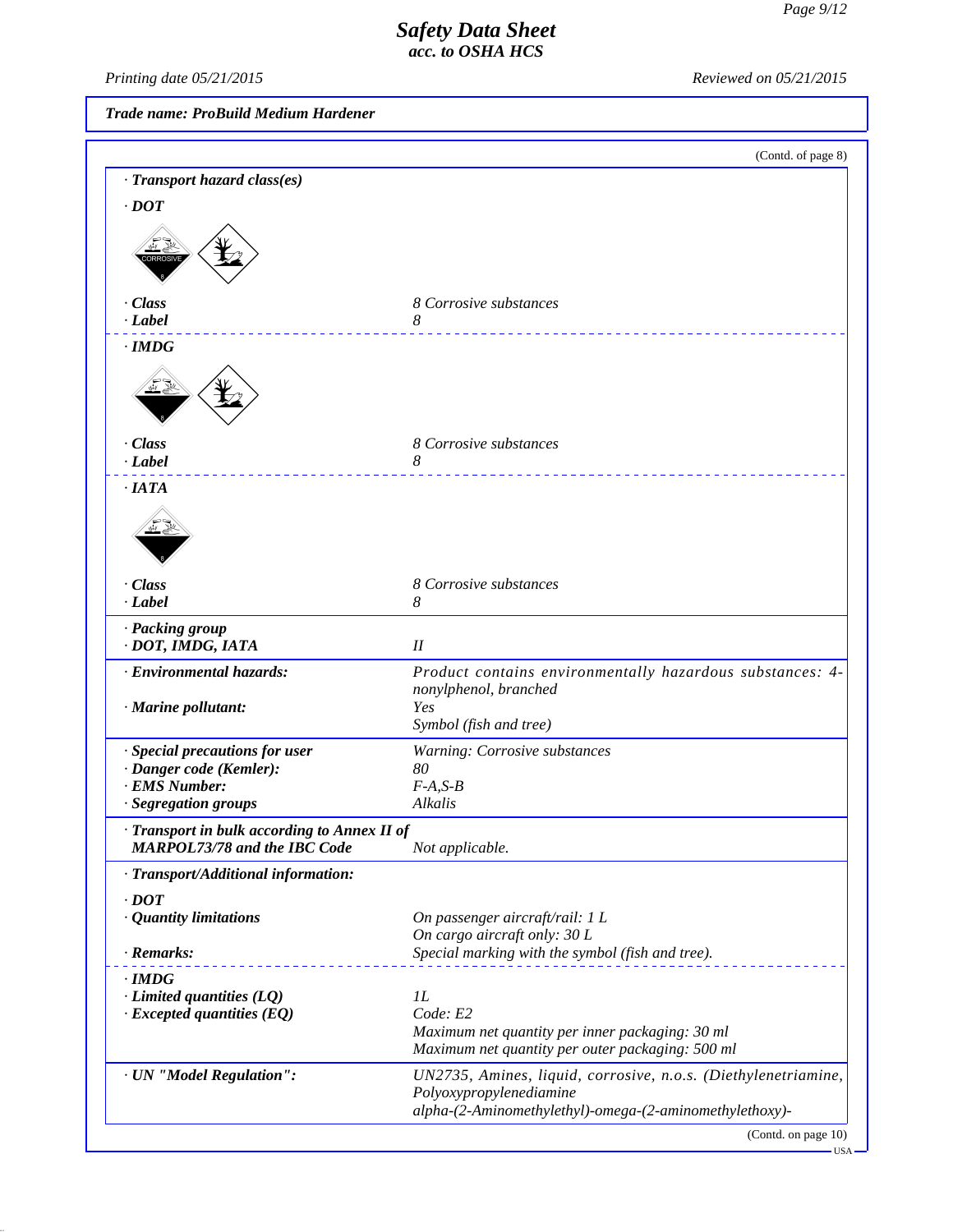**Trade name: ProBuild Medium Hardener**

(Contd. of page 8)

**· Transport hazard class(es)**

**· DOT**

| | |
|---|---|
| **· Class** | 8 Corrosive substances |
| **· Label** | 8 |

**· IMDG**

| | |
|---|---|
| **· Class** | 8 Corrosive substances |
| **· Label** | 8 |

**· IATA**

| | |
|---|---|
| **· Class** | 8 Corrosive substances |
| **· Label** | 8 |

| | |
|---|---|
| **· Packing group** | |
| **· DOT, IMDG, IATA** | II |
| **· Environmental hazards:** | Product contains environmentally hazardous substances: 4-nonylphenol, branched |
| **· Marine pollutant:** | Yes<br>Symbol (fish and tree) |
| **· Special precautions for user** | Warning: Corrosive substances |
| **· Danger code (Kemler):** | 80 |
| **· EMS Number:** | F-A,S-B |
| **· Segregation groups** | Alkalis |
| **· Transport in bulk according to Annex II of MARPOL73/78 and the IBC Code** | Not applicable. |

**· Transport/Additional information:**

**· DOT**

| | |
|---|---|
| **· Quantity limitations** | On passenger aircraft/rail: 1 L<br>On cargo aircraft only: 30 L |
| **· Remarks:** | Special marking with the symbol (fish and tree). |

**· IMDG**

| | |
|---|---|
| **· Limited quantities (LQ)** | 1L |
| **· Excepted quantities (EQ)** | Code: E2<br>Maximum net quantity per inner packaging: 30 ml<br>Maximum net quantity per outer packaging: 500 ml |

| | |
|---|---|
| **· UN "Model Regulation":** | UN2735, Amines, liquid, corrosive, n.o.s. (Diethylenetriamine, Polyoxypropylenediamine alpha-(2-Aminomethylethyl)-omega-(2-aminomethylethoxy)- |

(Contd. on page 10)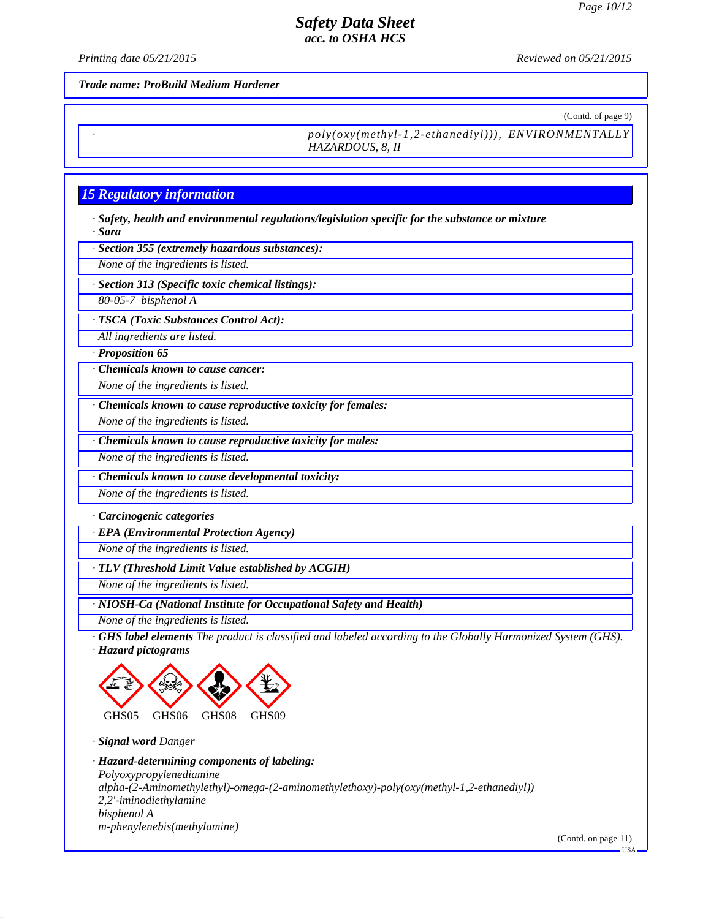**Trade name: ProBuild Medium Hardener**

(Contd. of page 9)

| · | poly(oxy(methyl-1,2-ethanediyl))), ENVIRONMENTALLY HAZARDOUS, 8, II |
|---|---|

## 15 Regulatory information

· **Safety, health and environmental regulations/legislation specific for the substance or mixture**

· **Sara**

· **Section 355 (extremely hazardous substances):**

None of the ingredients is listed.

· **Section 313 (Specific toxic chemical listings):**

| 80-05-7 | bisphenol A |
|---|---|

· **TSCA (Toxic Substances Control Act):**

All ingredients are listed.

· **Proposition 65**

· **Chemicals known to cause cancer:**

None of the ingredients is listed.

· **Chemicals known to cause reproductive toxicity for females:**

None of the ingredients is listed.

· **Chemicals known to cause reproductive toxicity for males:**

None of the ingredients is listed.

· **Chemicals known to cause developmental toxicity:**

None of the ingredients is listed.

· **Carcinogenic categories**

· **EPA (Environmental Protection Agency)**

None of the ingredients is listed.

· **TLV (Threshold Limit Value established by ACGIH)**

None of the ingredients is listed.

· **NIOSH-Ca (National Institute for Occupational Safety and Health)**

None of the ingredients is listed.

· **GHS label elements** The product is classified and labeled according to the Globally Harmonized System (GHS).

· **Hazard pictograms**

GHS05 GHS06 GHS08 GHS09

· **Signal word** Danger

· **Hazard-determining components of labeling:**

Polyoxypropylenediamine
alpha-(2-Aminomethylethyl)-omega-(2-aminomethylethoxy)-poly(oxy(methyl-1,2-ethanediyl))
2,2'-iminodiethylamine
bisphenol A
m-phenylenebis(methylamine)

(Contd. on page 11)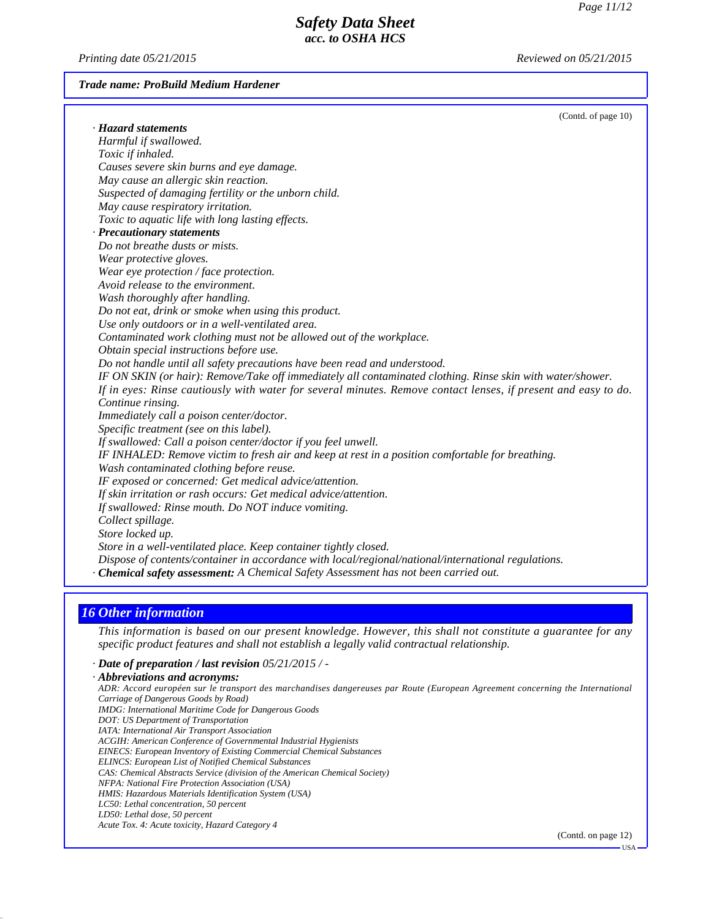**Trade name: ProBuild Medium Hardener**

(Contd. of page 10)

· **Hazard statements**

Harmful if swallowed.
Toxic if inhaled.
Causes severe skin burns and eye damage.
May cause an allergic skin reaction.
Suspected of damaging fertility or the unborn child.
May cause respiratory irritation.
Toxic to aquatic life with long lasting effects.

· **Precautionary statements**

Do not breathe dusts or mists.
Wear protective gloves.
Wear eye protection / face protection.
Avoid release to the environment.
Wash thoroughly after handling.
Do not eat, drink or smoke when using this product.
Use only outdoors or in a well-ventilated area.
Contaminated work clothing must not be allowed out of the workplace.
Obtain special instructions before use.
Do not handle until all safety precautions have been read and understood.
IF ON SKIN (or hair): Remove/Take off immediately all contaminated clothing. Rinse skin with water/shower.
If in eyes: Rinse cautiously with water for several minutes. Remove contact lenses, if present and easy to do. Continue rinsing.
Immediately call a poison center/doctor.
Specific treatment (see on this label).
If swallowed: Call a poison center/doctor if you feel unwell.
IF INHALED: Remove victim to fresh air and keep at rest in a position comfortable for breathing.
Wash contaminated clothing before reuse.
IF exposed or concerned: Get medical advice/attention.
If skin irritation or rash occurs: Get medical advice/attention.
If swallowed: Rinse mouth. Do NOT induce vomiting.
Collect spillage.
Store locked up.
Store in a well-ventilated place. Keep container tightly closed.
Dispose of contents/container in accordance with local/regional/national/international regulations.

· **Chemical safety assessment:** A Chemical Safety Assessment has not been carried out.

## 16 Other information

This information is based on our present knowledge. However, this shall not constitute a guarantee for any specific product features and shall not establish a legally valid contractual relationship.

· **Date of preparation / last revision** 05/21/2015 / -

· **Abbreviations and acronyms:**

ADR: Accord européen sur le transport des marchandises dangereuses par Route (European Agreement concerning the International Carriage of Dangerous Goods by Road)
IMDG: International Maritime Code for Dangerous Goods
DOT: US Department of Transportation
IATA: International Air Transport Association
ACGIH: American Conference of Governmental Industrial Hygienists
EINECS: European Inventory of Existing Commercial Chemical Substances
ELINCS: European List of Notified Chemical Substances
CAS: Chemical Abstracts Service (division of the American Chemical Society)
NFPA: National Fire Protection Association (USA)
HMIS: Hazardous Materials Identification System (USA)
LC50: Lethal concentration, 50 percent
LD50: Lethal dose, 50 percent
Acute Tox. 4: Acute toxicity, Hazard Category 4

(Contd. on page 12)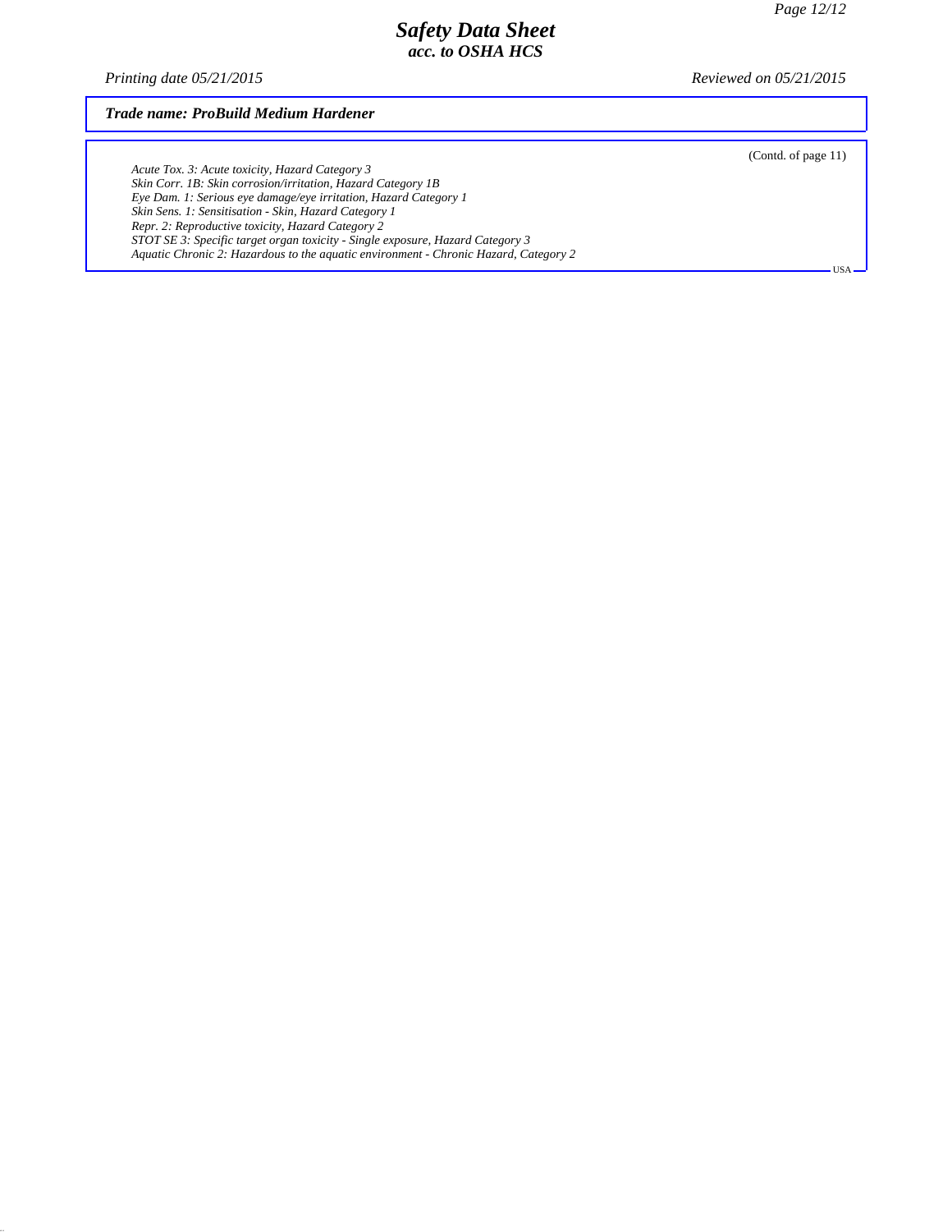*Trade name: ProBuild Medium Hardener*

(Contd. of page 11)

*Acute Tox. 3: Acute toxicity, Hazard Category 3*
*Skin Corr. 1B: Skin corrosion/irritation, Hazard Category 1B*
*Eye Dam. 1: Serious eye damage/eye irritation, Hazard Category 1*
*Skin Sens. 1: Sensitisation - Skin, Hazard Category 1*
*Repr. 2: Reproductive toxicity, Hazard Category 2*
*STOT SE 3: Specific target organ toxicity - Single exposure, Hazard Category 3*
*Aquatic Chronic 2: Hazardous to the aquatic environment - Chronic Hazard, Category 2*